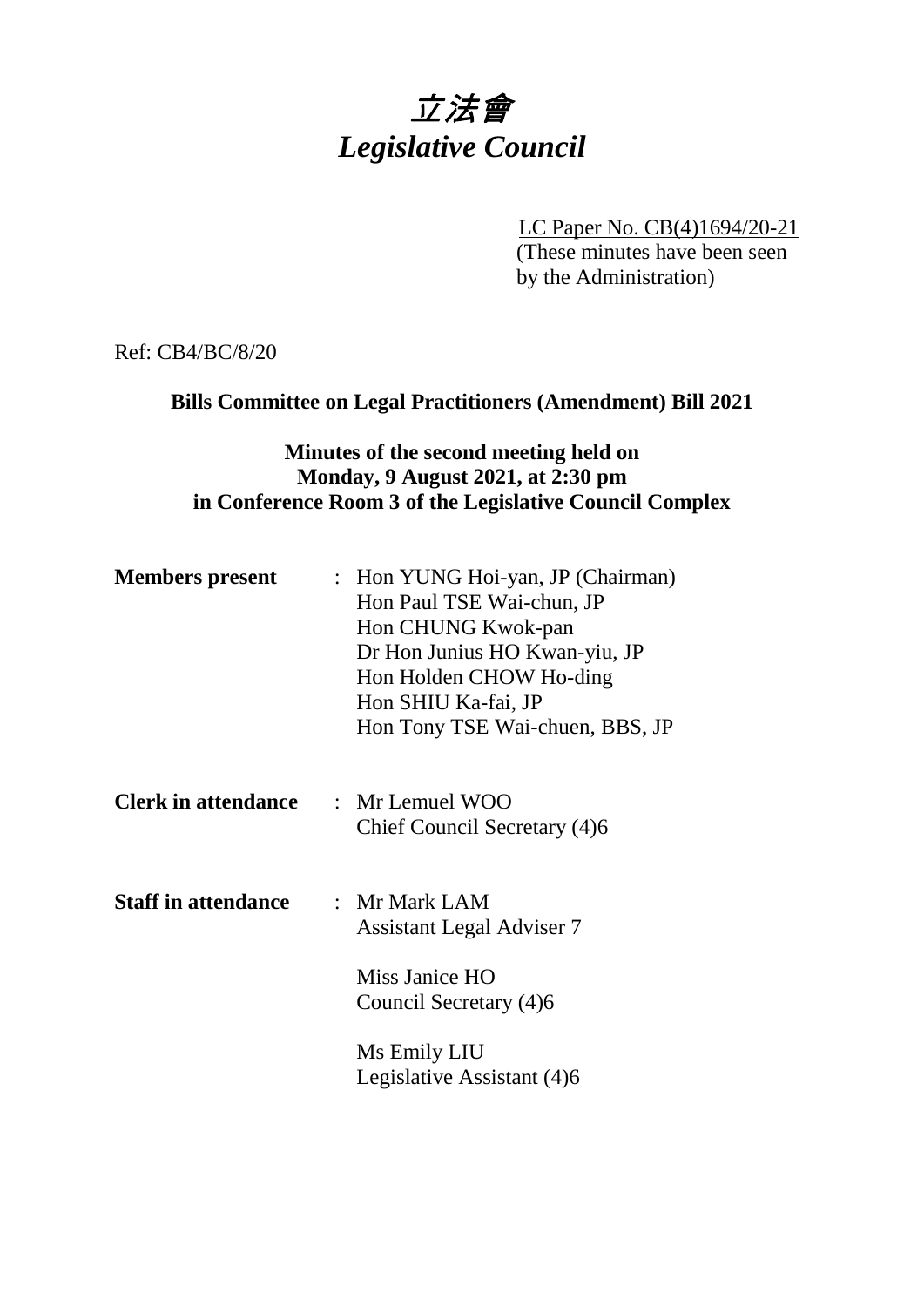# *立法會*
# *Legislative Council*

LC Paper No. CB(4)1694/20-21
(These minutes have been seen by the Administration)

Ref: CB4/BC/8/20

**Bills Committee on Legal Practitioners (Amendment) Bill 2021**

**Minutes of the second meeting held on Monday, 9 August 2021, at 2:30 pm in Conference Room 3 of the Legislative Council Complex**

| | | |
|---|---|---|
| **Members present** | : | Hon YUNG Hoi-yan, JP (Chairman)<br>Hon Paul TSE Wai-chun, JP<br>Hon CHUNG Kwok-pan<br>Dr Hon Junius HO Kwan-yiu, JP<br>Hon Holden CHOW Ho-ding<br>Hon SHIU Ka-fai, JP<br>Hon Tony TSE Wai-chuen, BBS, JP |
| **Clerk in attendance** | : | Mr Lemuel WOO<br>Chief Council Secretary (4)6 |
| **Staff in attendance** | : | Mr Mark LAM<br>Assistant Legal Adviser 7<br><br>Miss Janice HO<br>Council Secretary (4)6<br><br>Ms Emily LIU<br>Legislative Assistant (4)6 |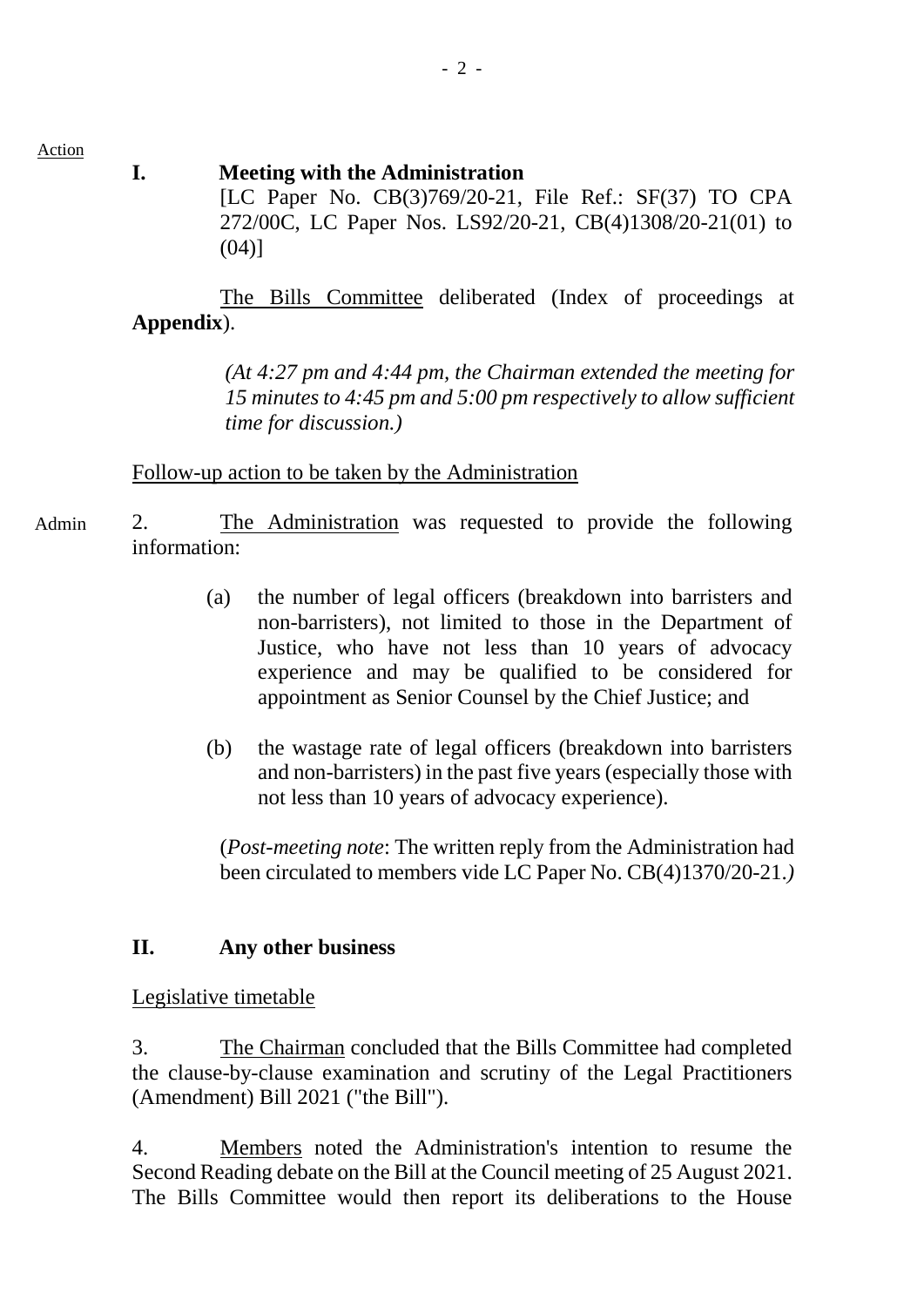Action

## I. Meeting with the Administration

[LC Paper No. CB(3)769/20-21, File Ref.: SF(37) TO CPA 272/00C, LC Paper Nos. LS92/20-21, CB(4)1308/20-21(01) to (04)]

The Bills Committee deliberated (Index of proceedings at **Appendix**).

*(At 4:27 pm and 4:44 pm, the Chairman extended the meeting for 15 minutes to 4:45 pm and 5:00 pm respectively to allow sufficient time for discussion.)*

Follow-up action to be taken by the Administration

Admin

2. The Administration was requested to provide the following information:

(a) the number of legal officers (breakdown into barristers and non-barristers), not limited to those in the Department of Justice, who have not less than 10 years of advocacy experience and may be qualified to be considered for appointment as Senior Counsel by the Chief Justice; and

(b) the wastage rate of legal officers (breakdown into barristers and non-barristers) in the past five years (especially those with not less than 10 years of advocacy experience).

(*Post-meeting note*: The written reply from the Administration had been circulated to members vide LC Paper No. CB(4)1370/20-21.*)*

## II. Any other business

Legislative timetable

3. The Chairman concluded that the Bills Committee had completed the clause-by-clause examination and scrutiny of the Legal Practitioners (Amendment) Bill 2021 ("the Bill").

4. Members noted the Administration's intention to resume the Second Reading debate on the Bill at the Council meeting of 25 August 2021. The Bills Committee would then report its deliberations to the House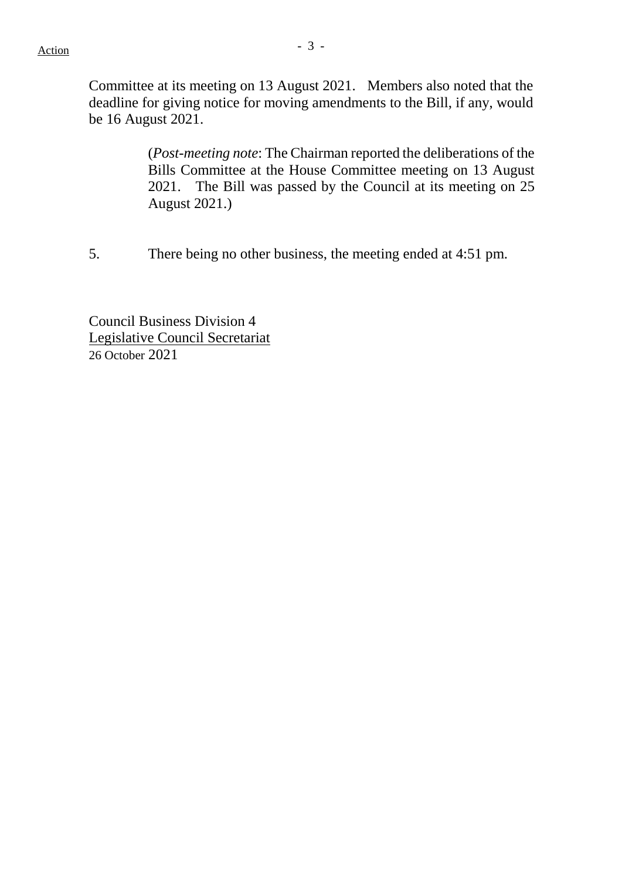Committee at its meeting on 13 August 2021. Members also noted that the deadline for giving notice for moving amendments to the Bill, if any, would be 16 August 2021.

> (*Post-meeting note*: The Chairman reported the deliberations of the Bills Committee at the House Committee meeting on 13 August 2021. The Bill was passed by the Council at its meeting on 25 August 2021.)

5. There being no other business, the meeting ended at 4:51 pm.

Council Business Division 4
Legislative Council Secretariat
26 October 2021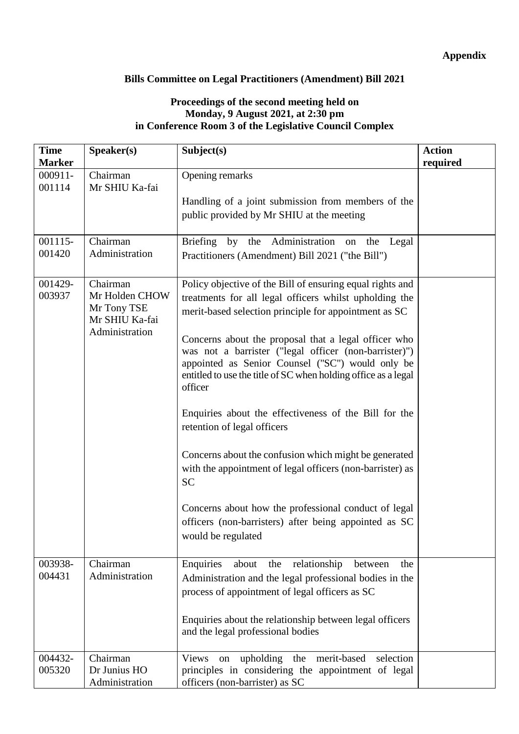**Appendix**

## Bills Committee on Legal Practitioners (Amendment) Bill 2021

### Proceedings of the second meeting held on Monday, 9 August 2021, at 2:30 pm in Conference Room 3 of the Legislative Council Complex

| Time Marker | Speaker(s) | Subject(s) | Action required |
|---|---|---|---|
| 000911-001114 | Chairman<br>Mr SHIU Ka-fai | Opening remarks<br><br>Handling of a joint submission from members of the public provided by Mr SHIU at the meeting | |
| 001115-001420 | Chairman<br>Administration | Briefing by the Administration on the Legal Practitioners (Amendment) Bill 2021 ("the Bill") | |
| 001429-003937 | Chairman<br>Mr Holden CHOW<br>Mr Tony TSE<br>Mr SHIU Ka-fai<br>Administration | Policy objective of the Bill of ensuring equal rights and treatments for all legal officers whilst upholding the merit-based selection principle for appointment as SC<br><br>Concerns about the proposal that a legal officer who was not a barrister ("legal officer (non-barrister)") appointed as Senior Counsel ("SC") would only be entitled to use the title of SC when holding office as a legal officer<br><br>Enquiries about the effectiveness of the Bill for the retention of legal officers<br><br>Concerns about the confusion which might be generated with the appointment of legal officers (non-barrister) as SC<br><br>Concerns about how the professional conduct of legal officers (non-barristers) after being appointed as SC would be regulated | |
| 003938-004431 | Chairman<br>Administration | Enquiries about the relationship between the Administration and the legal professional bodies in the process of appointment of legal officers as SC<br><br>Enquiries about the relationship between legal officers and the legal professional bodies | |
| 004432-005320 | Chairman<br>Dr Junius HO<br>Administration | Views on upholding the merit-based selection principles in considering the appointment of legal officers (non-barrister) as SC | |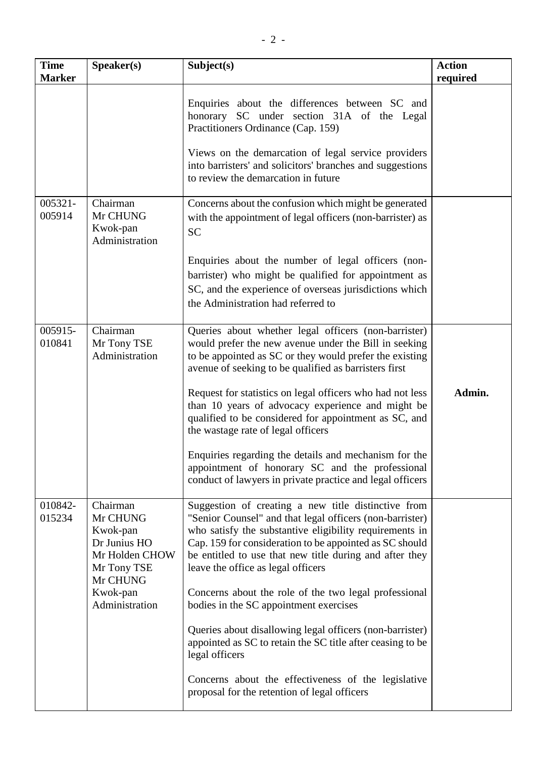| Time Marker | Speaker(s) | Subject(s) | Action required |
|---|---|---|---|
| | | Enquiries about the differences between SC and honorary SC under section 31A of the Legal Practitioners Ordinance (Cap. 159)<br><br>Views on the demarcation of legal service providers into barristers' and solicitors' branches and suggestions to review the demarcation in future | |
| 005321-005914 | Chairman<br>Mr CHUNG Kwok-pan<br>Administration | Concerns about the confusion which might be generated with the appointment of legal officers (non-barrister) as SC<br><br>Enquiries about the number of legal officers (non-barrister) who might be qualified for appointment as SC, and the experience of overseas jurisdictions which the Administration had referred to | |
| 005915-010841 | Chairman<br>Mr Tony TSE<br>Administration | Queries about whether legal officers (non-barrister) would prefer the new avenue under the Bill in seeking to be appointed as SC or they would prefer the existing avenue of seeking to be qualified as barristers first<br><br>Request for statistics on legal officers who had not less than 10 years of advocacy experience and might be qualified to be considered for appointment as SC, and the wastage rate of legal officers<br><br>Enquiries regarding the details and mechanism for the appointment of honorary SC and the professional conduct of lawyers in private practice and legal officers | **Admin.** |
| 010842-015234 | Chairman<br>Mr CHUNG Kwok-pan<br>Dr Junius HO<br>Mr Holden CHOW<br>Mr Tony TSE<br>Mr CHUNG Kwok-pan<br>Administration | Suggestion of creating a new title distinctive from "Senior Counsel" and that legal officers (non-barrister) who satisfy the substantive eligibility requirements in Cap. 159 for consideration to be appointed as SC should be entitled to use that new title during and after they leave the office as legal officers<br><br>Concerns about the role of the two legal professional bodies in the SC appointment exercises<br><br>Queries about disallowing legal officers (non-barrister) appointed as SC to retain the SC title after ceasing to be legal officers<br><br>Concerns about the effectiveness of the legislative proposal for the retention of legal officers | |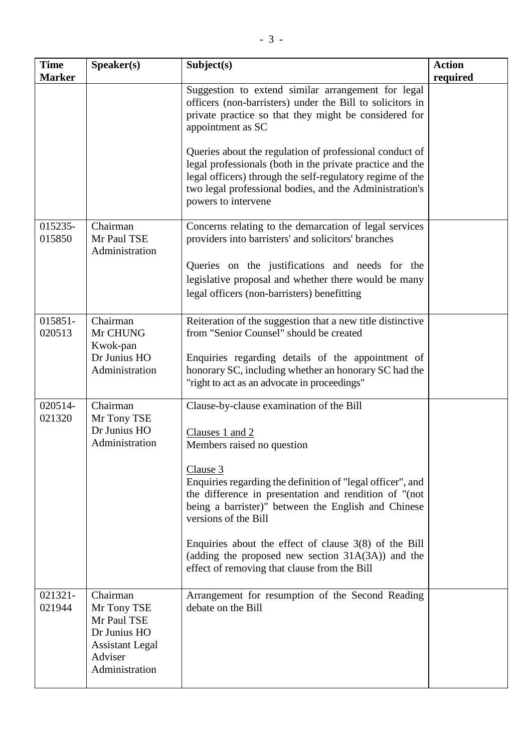| Time Marker | Speaker(s) | Subject(s) | Action required |
|---|---|---|---|
| | | Suggestion to extend similar arrangement for legal officers (non-barristers) under the Bill to solicitors in private practice so that they might be considered for appointment as SC<br><br>Queries about the regulation of professional conduct of legal professionals (both in the private practice and the legal officers) through the self-regulatory regime of the two legal professional bodies, and the Administration's powers to intervene | |
| 015235-015850 | Chairman<br>Mr Paul TSE<br>Administration | Concerns relating to the demarcation of legal services providers into barristers' and solicitors' branches<br><br>Queries on the justifications and needs for the legislative proposal and whether there would be many legal officers (non-barristers) benefitting | |
| 015851-020513 | Chairman<br>Mr CHUNG Kwok-pan<br>Dr Junius HO<br>Administration | Reiteration of the suggestion that a new title distinctive from "Senior Counsel" should be created<br><br>Enquiries regarding details of the appointment of honorary SC, including whether an honorary SC had the "right to act as an advocate in proceedings" | |
| 020514-021320 | Chairman<br>Mr Tony TSE<br>Dr Junius HO<br>Administration | Clause-by-clause examination of the Bill<br><br><u>Clauses 1 and 2</u><br>Members raised no question<br><br><u>Clause 3</u><br>Enquiries regarding the definition of "legal officer", and the difference in presentation and rendition of "(not being a barrister)" between the English and Chinese versions of the Bill<br><br>Enquiries about the effect of clause 3(8) of the Bill (adding the proposed new section 31A(3A)) and the effect of removing that clause from the Bill | |
| 021321-021944 | Chairman<br>Mr Tony TSE<br>Mr Paul TSE<br>Dr Junius HO<br>Assistant Legal Adviser<br>Administration | Arrangement for resumption of the Second Reading debate on the Bill | |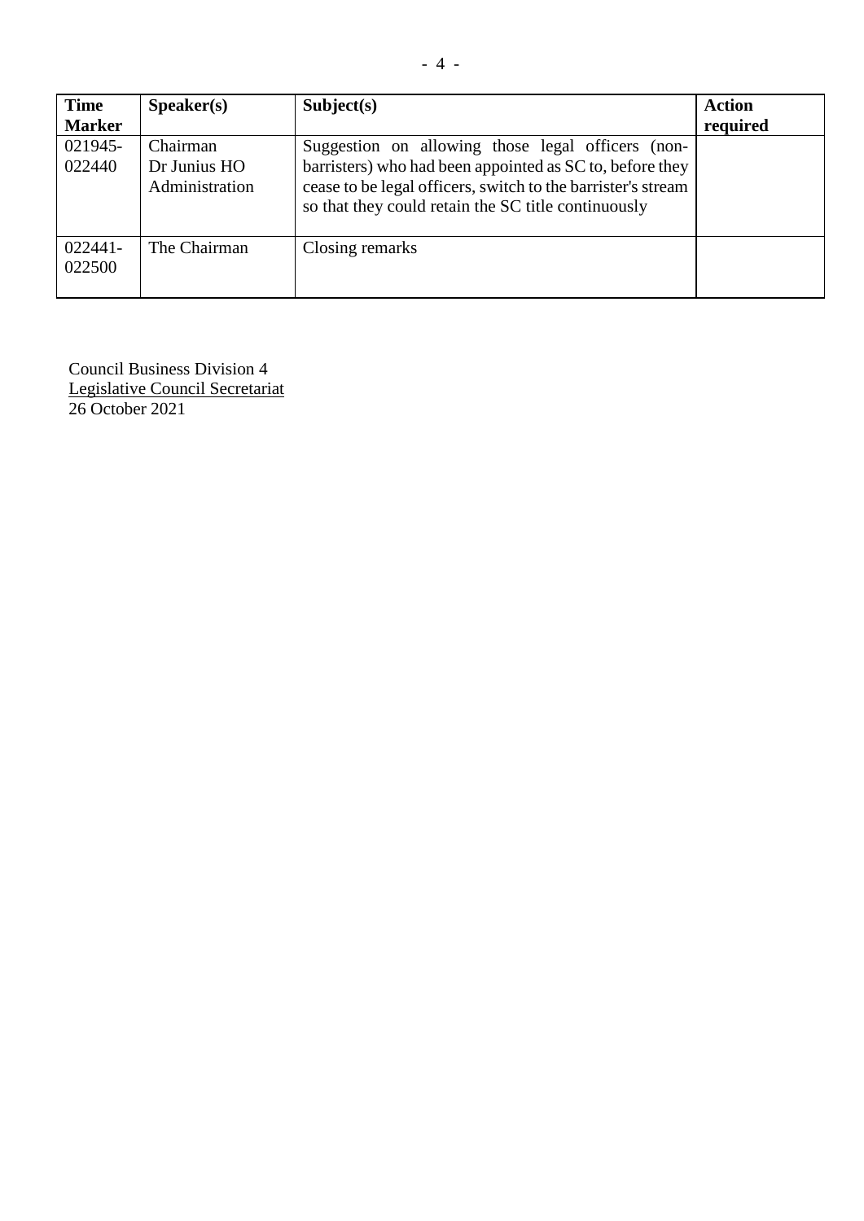| **Time Marker** | **Speaker(s)** | **Subject(s)** | **Action required** |
|---|---|---|---|
| 021945-022440 | Chairman<br>Dr Junius HO<br>Administration | Suggestion on allowing those legal officers (non-barristers) who had been appointed as SC to, before they cease to be legal officers, switch to the barrister's stream so that they could retain the SC title continuously | |
| 022441-022500 | The Chairman | Closing remarks | |

Council Business Division 4
Legislative Council Secretariat
26 October 2021